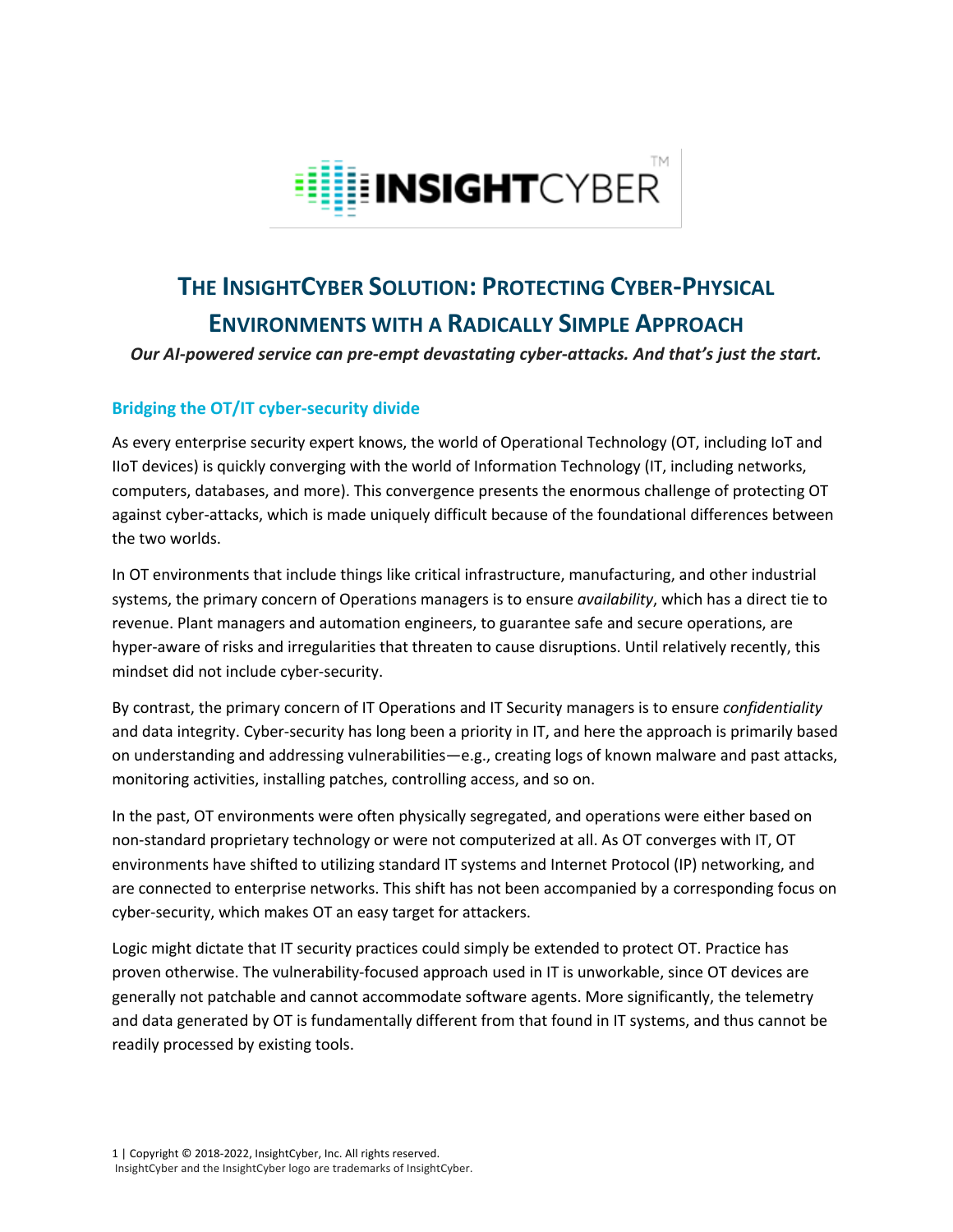# The InsightCyber Solution: Protecting Cyber-Physical Environments with a Radically Simple Approach

***Our AI-powered service can pre-empt devastating cyber-attacks. And that's just the start.***

## Bridging the OT/IT cyber-security divide

As every enterprise security expert knows, the world of Operational Technology (OT, including IoT and IIoT devices) is quickly converging with the world of Information Technology (IT, including networks, computers, databases, and more). This convergence presents the enormous challenge of protecting OT against cyber-attacks, which is made uniquely difficult because of the foundational differences between the two worlds.

In OT environments that include things like critical infrastructure, manufacturing, and other industrial systems, the primary concern of Operations managers is to ensure *availability*, which has a direct tie to revenue. Plant managers and automation engineers, to guarantee safe and secure operations, are hyper-aware of risks and irregularities that threaten to cause disruptions. Until relatively recently, this mindset did not include cyber-security.

By contrast, the primary concern of IT Operations and IT Security managers is to ensure *confidentiality* and data integrity. Cyber-security has long been a priority in IT, and here the approach is primarily based on understanding and addressing vulnerabilities—e.g., creating logs of known malware and past attacks, monitoring activities, installing patches, controlling access, and so on.

In the past, OT environments were often physically segregated, and operations were either based on non-standard proprietary technology or were not computerized at all. As OT converges with IT, OT environments have shifted to utilizing standard IT systems and Internet Protocol (IP) networking, and are connected to enterprise networks. This shift has not been accompanied by a corresponding focus on cyber-security, which makes OT an easy target for attackers.

Logic might dictate that IT security practices could simply be extended to protect OT. Practice has proven otherwise. The vulnerability-focused approach used in IT is unworkable, since OT devices are generally not patchable and cannot accommodate software agents. More significantly, the telemetry and data generated by OT is fundamentally different from that found in IT systems, and thus cannot be readily processed by existing tools.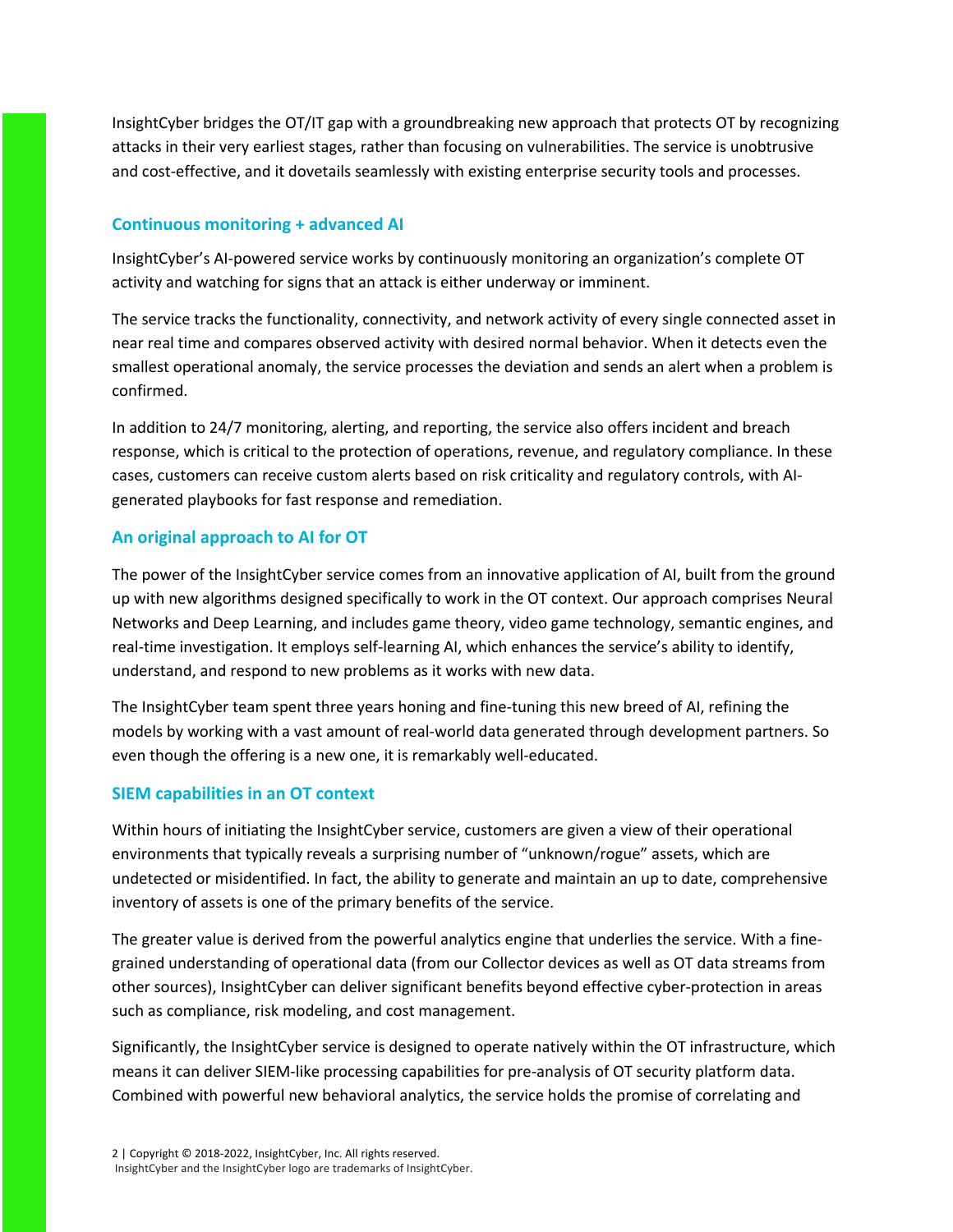InsightCyber bridges the OT/IT gap with a groundbreaking new approach that protects OT by recognizing attacks in their very earliest stages, rather than focusing on vulnerabilities. The service is unobtrusive and cost-effective, and it dovetails seamlessly with existing enterprise security tools and processes.

### Continuous monitoring + advanced AI

InsightCyber's AI-powered service works by continuously monitoring an organization's complete OT activity and watching for signs that an attack is either underway or imminent.

The service tracks the functionality, connectivity, and network activity of every single connected asset in near real time and compares observed activity with desired normal behavior. When it detects even the smallest operational anomaly, the service processes the deviation and sends an alert when a problem is confirmed.

In addition to 24/7 monitoring, alerting, and reporting, the service also offers incident and breach response, which is critical to the protection of operations, revenue, and regulatory compliance. In these cases, customers can receive custom alerts based on risk criticality and regulatory controls, with AI-generated playbooks for fast response and remediation.

### An original approach to AI for OT

The power of the InsightCyber service comes from an innovative application of AI, built from the ground up with new algorithms designed specifically to work in the OT context. Our approach comprises Neural Networks and Deep Learning, and includes game theory, video game technology, semantic engines, and real-time investigation. It employs self-learning AI, which enhances the service's ability to identify, understand, and respond to new problems as it works with new data.

The InsightCyber team spent three years honing and fine-tuning this new breed of AI, refining the models by working with a vast amount of real-world data generated through development partners. So even though the offering is a new one, it is remarkably well-educated.

### SIEM capabilities in an OT context

Within hours of initiating the InsightCyber service, customers are given a view of their operational environments that typically reveals a surprising number of "unknown/rogue" assets, which are undetected or misidentified. In fact, the ability to generate and maintain an up to date, comprehensive inventory of assets is one of the primary benefits of the service.

The greater value is derived from the powerful analytics engine that underlies the service. With a fine-grained understanding of operational data (from our Collector devices as well as OT data streams from other sources), InsightCyber can deliver significant benefits beyond effective cyber-protection in areas such as compliance, risk modeling, and cost management.

Significantly, the InsightCyber service is designed to operate natively within the OT infrastructure, which means it can deliver SIEM-like processing capabilities for pre-analysis of OT security platform data. Combined with powerful new behavioral analytics, the service holds the promise of correlating and

Copyright © 2018-2022, InsightCyber, Inc. All rights reserved.
InsightCyber and the InsightCyber logo are trademarks of InsightCyber.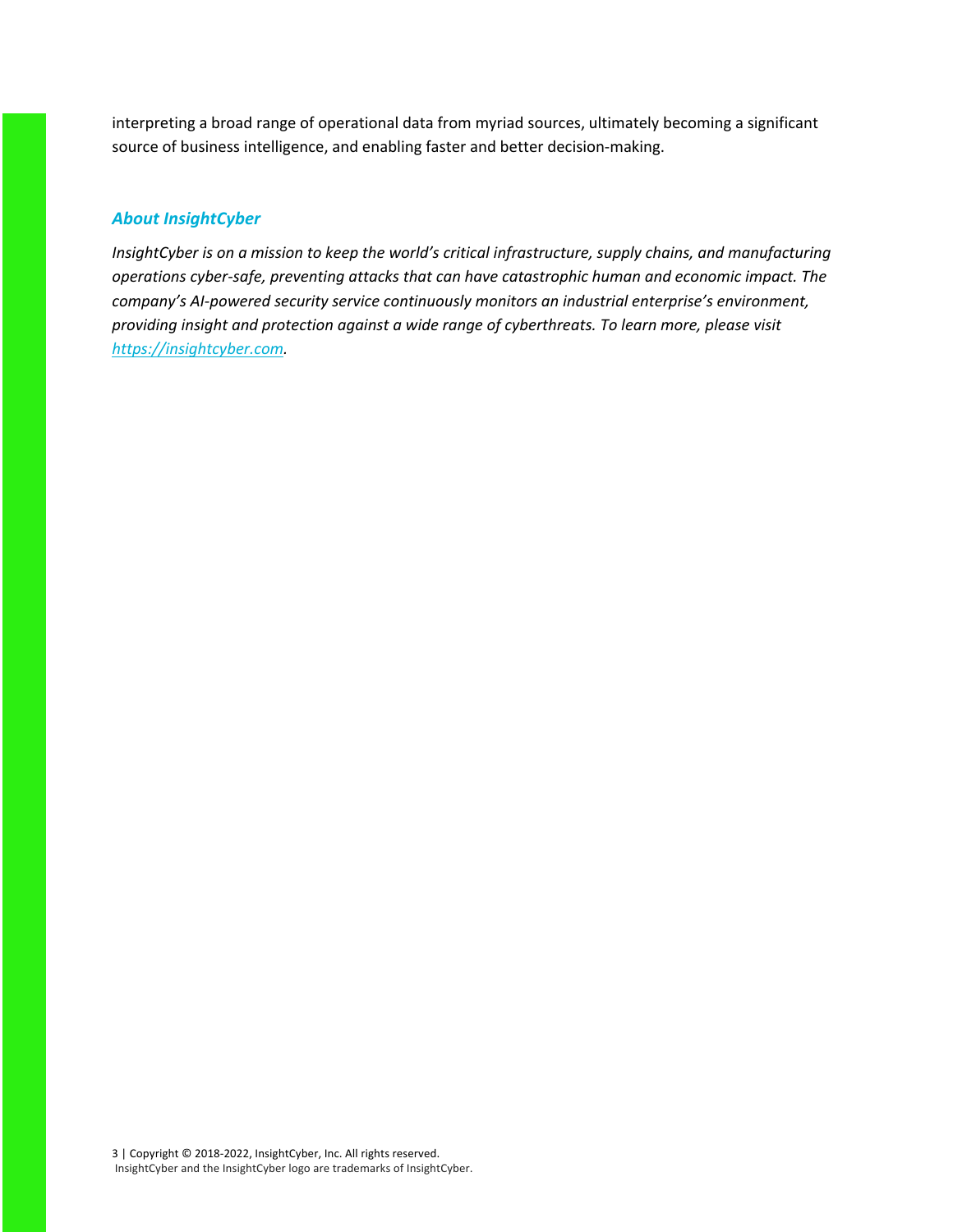interpreting a broad range of operational data from myriad sources, ultimately becoming a significant source of business intelligence, and enabling faster and better decision-making.

### *About InsightCyber*

*InsightCyber is on a mission to keep the world's critical infrastructure, supply chains, and manufacturing operations cyber-safe, preventing attacks that can have catastrophic human and economic impact. The company's AI-powered security service continuously monitors an industrial enterprise's environment, providing insight and protection against a wide range of cyberthreats. To learn more, please visit [https://insightcyber.com](https://insightcyber.com).*